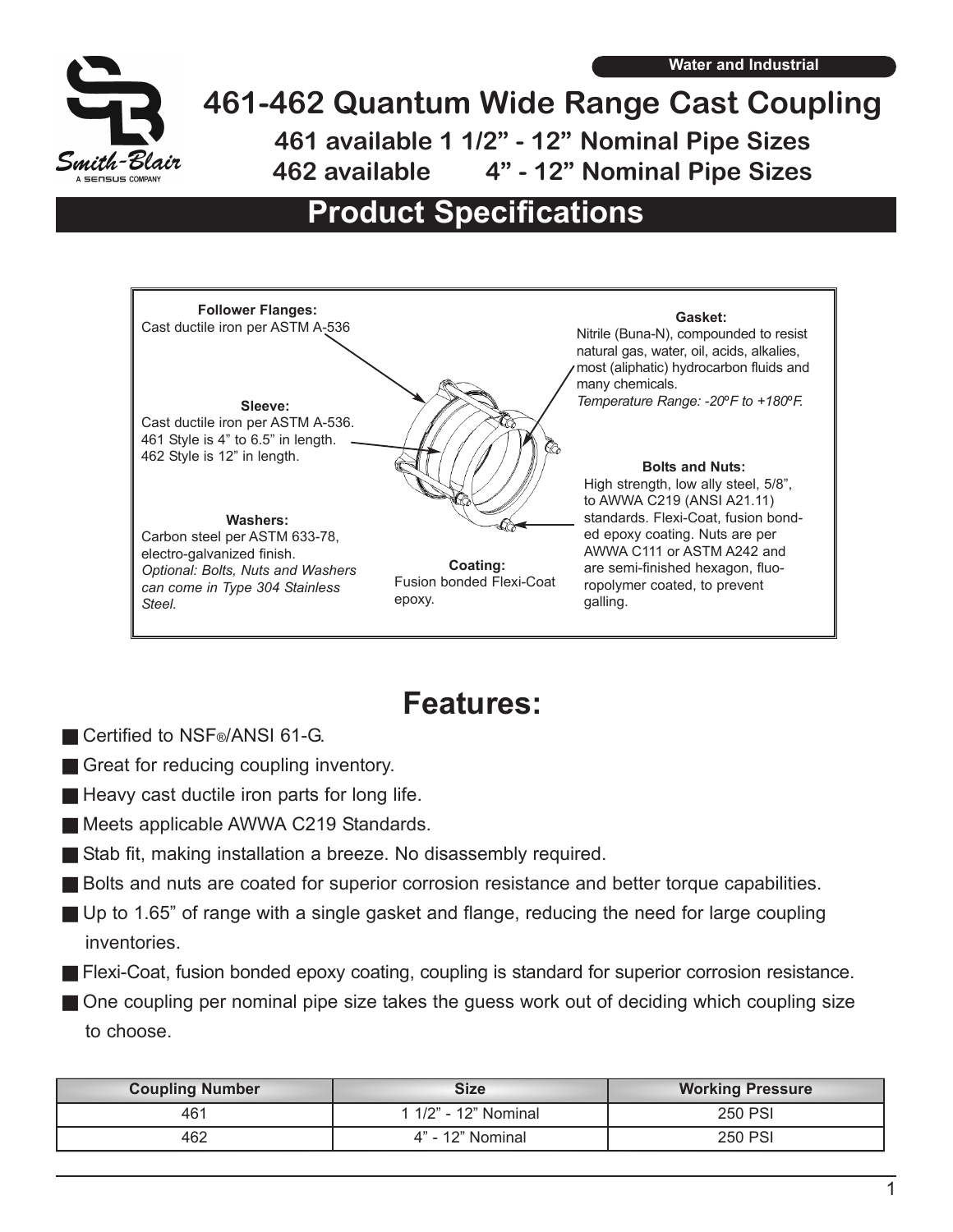Water and Industrial

# 461-462 Quantum Wide Range Cast Coupling

### 461 available 1 1/2" - 12" Nominal Pipe Sizes
### 462 available 4" - 12" Nominal Pipe Sizes

## Product Specifications

**Follower Flanges:**
Cast ductile iron per ASTM A-536

**Sleeve:**
Cast ductile iron per ASTM A-536.
461 Style is 4" to 6.5" in length.
462 Style is 12" in length.

**Washers:**
Carbon steel per ASTM 633-78, electro-galvanized finish.
*Optional: Bolts, Nuts and Washers can come in Type 304 Stainless Steel.*

**Coating:**
Fusion bonded Flexi-Coat epoxy.

**Gasket:**
Nitrile (Buna-N), compounded to resist natural gas, water, oil, acids, alkalies, most (aliphatic) hydrocarbon fluids and many chemicals.
*Temperature Range: -20ºF to +180ºF.*

**Bolts and Nuts:**
High strength, low ally steel, 5/8", to AWWA C219 (ANSI A21.11) standards. Flexi-Coat, fusion bonded epoxy coating. Nuts are per AWWA C111 or ASTM A242 and are semi-finished hexagon, fluoropolymer coated, to prevent galling.

## Features:

- Certified to NSF®/ANSI 61-G.
- Great for reducing coupling inventory.
- Heavy cast ductile iron parts for long life.
- Meets applicable AWWA C219 Standards.
- Stab fit, making installation a breeze. No disassembly required.
- Bolts and nuts are coated for superior corrosion resistance and better torque capabilities.
- Up to 1.65" of range with a single gasket and flange, reducing the need for large coupling inventories.
- Flexi-Coat, fusion bonded epoxy coating, coupling is standard for superior corrosion resistance.
- One coupling per nominal pipe size takes the guess work out of deciding which coupling size to choose.

| Coupling Number | Size | Working Pressure |
|---|---|---|
| 461 | 1 1/2" - 12" Nominal | 250 PSI |
| 462 | 4" - 12" Nominal | 250 PSI |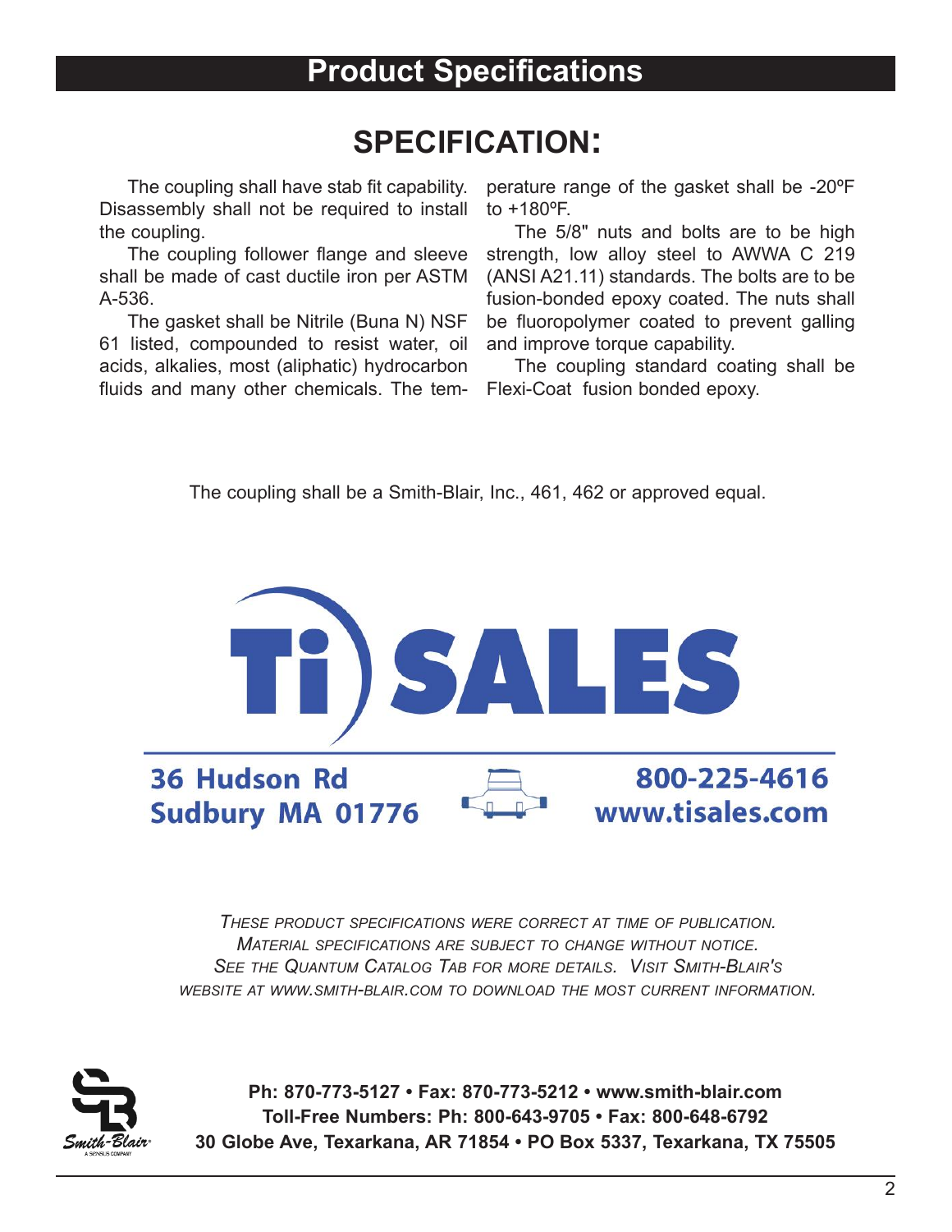# Product Specifications

## SPECIFICATION:

The coupling shall have stab fit capability. Disassembly shall not be required to install the coupling.

The coupling follower flange and sleeve shall be made of cast ductile iron per ASTM A-536.

The gasket shall be Nitrile (Buna N) NSF 61 listed, compounded to resist water, oil acids, alkalies, most (aliphatic) hydrocarbon fluids and many other chemicals. The temperature range of the gasket shall be -20ºF to +180ºF.

The 5/8" nuts and bolts are to be high strength, low alloy steel to AWWA C 219 (ANSI A21.11) standards. The bolts are to be fusion-bonded epoxy coated. The nuts shall be fluoropolymer coated to prevent galling and improve torque capability.

The coupling standard coating shall be Flexi-Coat fusion bonded epoxy.

The coupling shall be a Smith-Blair, Inc., 461, 462 or approved equal.

Ti) SALES

36 Hudson Rd
Sudbury MA 01776

800-225-4616
www.tisales.com

*THESE PRODUCT SPECIFICATIONS WERE CORRECT AT TIME OF PUBLICATION. MATERIAL SPECIFICATIONS ARE SUBJECT TO CHANGE WITHOUT NOTICE. SEE THE QUANTUM CATALOG TAB FOR MORE DETAILS. VISIT SMITH-BLAIR'S WEBSITE AT WWW.SMITH-BLAIR.COM TO DOWNLOAD THE MOST CURRENT INFORMATION.*

Smith-Blair
A SENSUS COMPANY

**Ph: 870-773-5127 • Fax: 870-773-5212 • www.smith-blair.com**
**Toll-Free Numbers: Ph: 800-643-9705 • Fax: 800-648-6792**
**30 Globe Ave, Texarkana, AR 71854 • PO Box 5337, Texarkana, TX 75505**